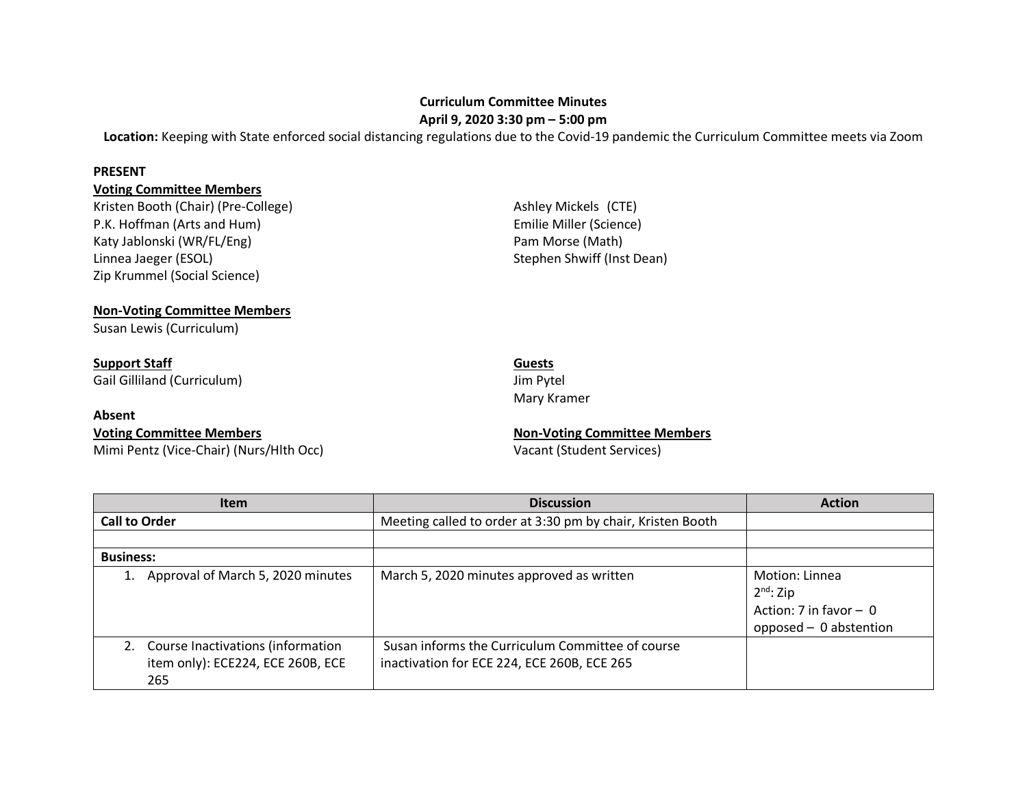**Curriculum Committee Minutes**

**April 9, 2020 3:30 pm – 5:00 pm**

**Location:** Keeping with State enforced social distancing regulations due to the Covid-19 pandemic the Curriculum Committee meets via Zoom

**PRESENT**

**Voting Committee Members**

Kristen Booth (Chair) (Pre-College)
P.K. Hoffman (Arts and Hum)
Katy Jablonski (WR/FL/Eng)
Linnea Jaeger (ESOL)
Zip Krummel (Social Science)
Ashley Mickels (CTE)
Emilie Miller (Science)
Pam Morse (Math)
Stephen Shwiff (Inst Dean)

**Non-Voting Committee Members**

Susan Lewis (Curriculum)

**Support Staff**

Gail Gilliland (Curriculum)

**Guests**

Jim Pytel
Mary Kramer

**Absent**

**Voting Committee Members**

Mimi Pentz (Vice-Chair) (Nurs/Hlth Occ)

**Non-Voting Committee Members**

Vacant (Student Services)

| Item | Discussion | Action |
|---|---|---|
| **Call to Order** | Meeting called to order at 3:30 pm by chair, Kristen Booth | |
| | | |
| **Business:** | | |
| 1. Approval of March 5, 2020 minutes | March 5, 2020 minutes approved as written | Motion: Linnea<br>2nd: Zip<br>Action: 7 in favor – 0 opposed – 0 abstention |
| 2. Course Inactivations (information item only): ECE224, ECE 260B, ECE 265 | Susan informs the Curriculum Committee of course inactivation for ECE 224, ECE 260B, ECE 265 | |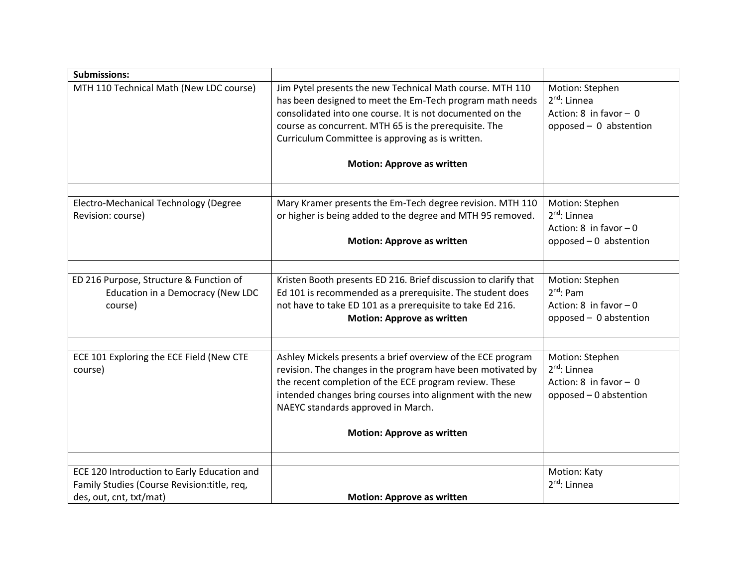| **Submissions:** | | |
|---|---|---|
| MTH 110 Technical Math (New LDC course) | Jim Pytel presents the new Technical Math course. MTH 110 has been designed to meet the Em-Tech program math needs consolidated into one course. It is not documented on the course as concurrent. MTH 65 is the prerequisite. The Curriculum Committee is approving as is written.<br><br>**Motion: Approve as written** | Motion: Stephen<br>2nd: Linnea<br>Action: 8 in favor – 0 opposed – 0 abstention |
| | | |
| Electro-Mechanical Technology (Degree Revision: course) | Mary Kramer presents the Em-Tech degree revision. MTH 110 or higher is being added to the degree and MTH 95 removed.<br><br>**Motion: Approve as written** | Motion: Stephen<br>2nd: Linnea<br>Action: 8 in favor – 0 opposed – 0 abstention |
| | | |
| ED 216 Purpose, Structure & Function of Education in a Democracy (New LDC course) | Kristen Booth presents ED 216. Brief discussion to clarify that Ed 101 is recommended as a prerequisite. The student does not have to take ED 101 as a prerequisite to take Ed 216.<br>**Motion: Approve as written** | Motion: Stephen<br>2nd: Pam<br>Action: 8 in favor – 0 opposed – 0 abstention |
| | | |
| ECE 101 Exploring the ECE Field (New CTE course) | Ashley Mickels presents a brief overview of the ECE program revision. The changes in the program have been motivated by the recent completion of the ECE program review. These intended changes bring courses into alignment with the new NAEYC standards approved in March.<br><br>**Motion: Approve as written** | Motion: Stephen<br>2nd: Linnea<br>Action: 8 in favor – 0 opposed – 0 abstention |
| | | |
| ECE 120 Introduction to Early Education and Family Studies (Course Revision:title, req, des, out, cnt, txt/mat) | **Motion: Approve as written** | Motion: Katy<br>2nd: Linnea |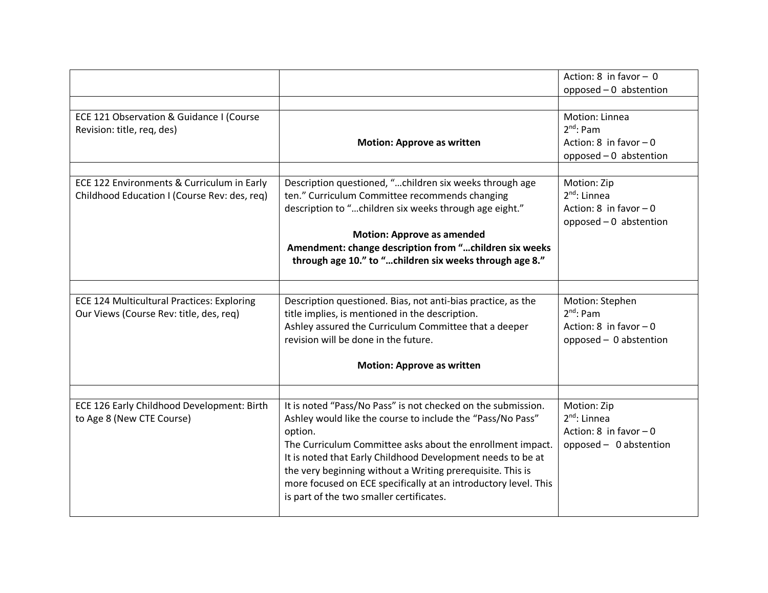| | | |
|---|---|---|
| | | Action: 8 in favor – 0 opposed – 0 abstention |
| | | |
| ECE 121 Observation & Guidance I (Course Revision: title, req, des) | **Motion: Approve as written** | Motion: Linnea<br>2nd: Pam<br>Action: 8 in favor – 0 opposed – 0 abstention |
| | | |
| ECE 122 Environments & Curriculum in Early Childhood Education I (Course Rev: des, req) | Description questioned, "…children six weeks through age ten." Curriculum Committee recommends changing description to "…children six weeks through age eight."<br><br>**Motion: Approve as amended**<br>**Amendment: change description from "…children six weeks through age 10." to "…children six weeks through age 8."** | Motion: Zip<br>2nd: Linnea<br>Action: 8 in favor – 0 opposed – 0 abstention |
| | | |
| ECE 124 Multicultural Practices: Exploring Our Views (Course Rev: title, des, req) | Description questioned. Bias, not anti-bias practice, as the title implies, is mentioned in the description.<br>Ashley assured the Curriculum Committee that a deeper revision will be done in the future.<br><br>**Motion: Approve as written** | Motion: Stephen<br>2nd: Pam<br>Action: 8 in favor – 0 opposed – 0 abstention |
| | | |
| ECE 126 Early Childhood Development: Birth to Age 8 (New CTE Course) | It is noted "Pass/No Pass" is not checked on the submission. Ashley would like the course to include the "Pass/No Pass" option.<br>The Curriculum Committee asks about the enrollment impact. It is noted that Early Childhood Development needs to be at the very beginning without a Writing prerequisite. This is more focused on ECE specifically at an introductory level. This is part of the two smaller certificates. | Motion: Zip<br>2nd: Linnea<br>Action: 8 in favor – 0 opposed – 0 abstention |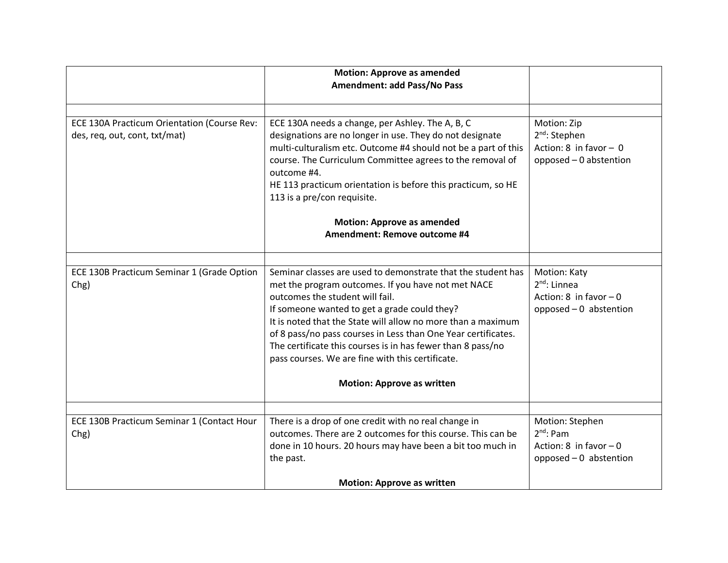| | | |
|---|---|---|
| | **Motion: Approve as amended**<br>**Amendment: add Pass/No Pass** | |
| | | |
| ECE 130A Practicum Orientation (Course Rev: des, req, out, cont, txt/mat) | ECE 130A needs a change, per Ashley. The A, B, C designations are no longer in use. They do not designate multi-culturalism etc. Outcome #4 should not be a part of this course. The Curriculum Committee agrees to the removal of outcome #4.<br>HE 113 practicum orientation is before this practicum, so HE 113 is a pre/con requisite.<br><br>**Motion: Approve as amended**<br>**Amendment: Remove outcome #4** | Motion: Zip<br>2nd: Stephen<br>Action: 8 in favor – 0 opposed – 0 abstention |
| | | |
| ECE 130B Practicum Seminar 1 (Grade Option Chg) | Seminar classes are used to demonstrate that the student has met the program outcomes. If you have not met NACE outcomes the student will fail.<br>If someone wanted to get a grade could they?<br>It is noted that the State will allow no more than a maximum of 8 pass/no pass courses in Less than One Year certificates. The certificate this courses is in has fewer than 8 pass/no pass courses. We are fine with this certificate.<br><br>**Motion: Approve as written** | Motion: Katy<br>2nd: Linnea<br>Action: 8 in favor – 0 opposed – 0 abstention |
| | | |
| ECE 130B Practicum Seminar 1 (Contact Hour Chg) | There is a drop of one credit with no real change in outcomes. There are 2 outcomes for this course. This can be done in 10 hours. 20 hours may have been a bit too much in the past.<br><br>**Motion: Approve as written** | Motion: Stephen<br>2nd: Pam<br>Action: 8 in favor – 0 opposed – 0 abstention |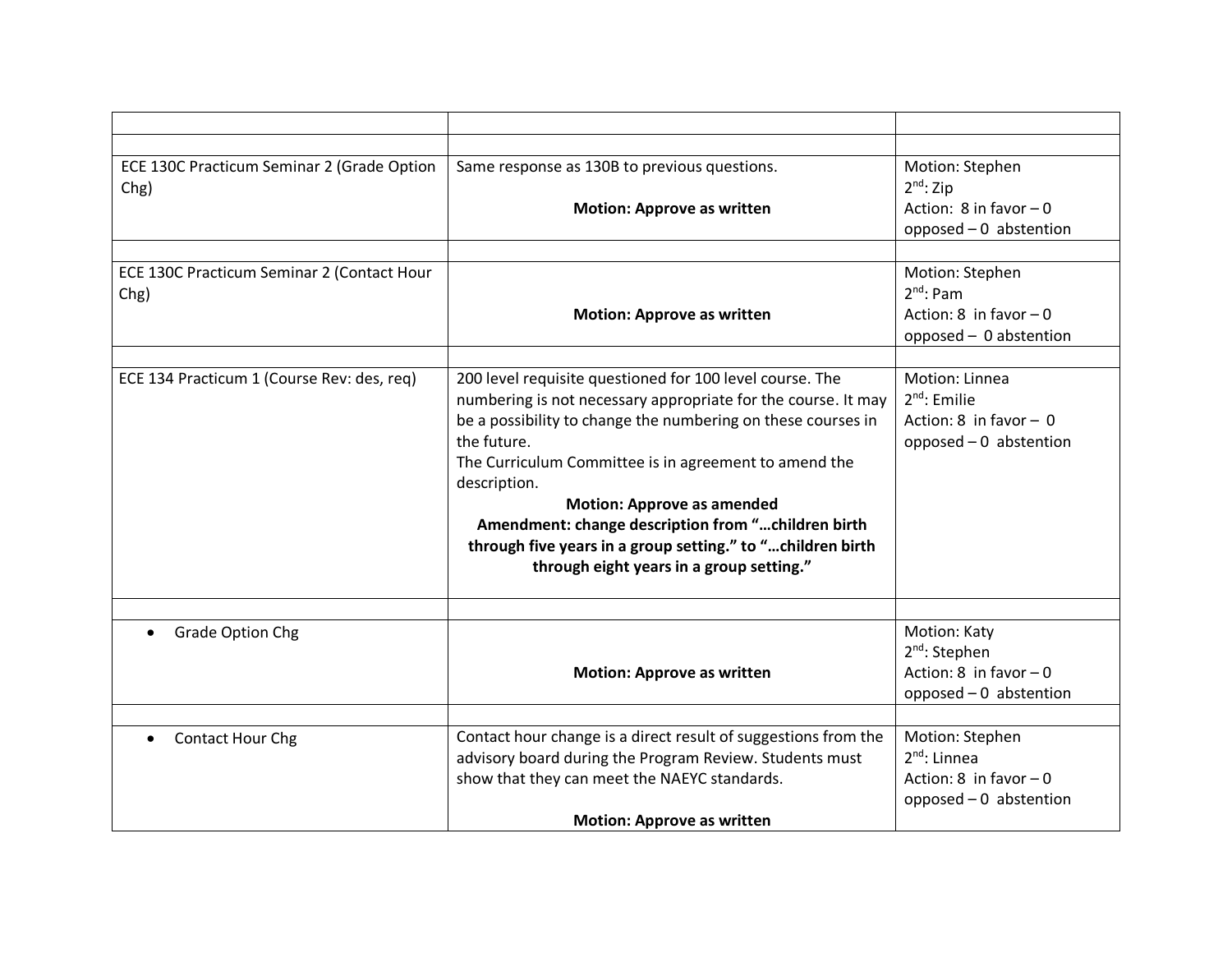| | | |
|---|---|---|
| | | |
| ECE 130C Practicum Seminar 2 (Grade Option Chg) | Same response as 130B to previous questions.<br><br>**Motion: Approve as written** | Motion: Stephen<br>2nd: Zip<br>Action: 8 in favor – 0 opposed – 0 abstention |
| | | |
| ECE 130C Practicum Seminar 2 (Contact Hour Chg) | **Motion: Approve as written** | Motion: Stephen<br>2nd: Pam<br>Action: 8 in favor – 0 opposed – 0 abstention |
| | | |
| ECE 134 Practicum 1 (Course Rev: des, req) | 200 level requisite questioned for 100 level course. The numbering is not necessary appropriate for the course. It may be a possibility to change the numbering on these courses in the future.<br>The Curriculum Committee is in agreement to amend the description.<br>**Motion: Approve as amended**<br>**Amendment: change description from "…children birth through five years in a group setting." to "…children birth through eight years in a group setting."** | Motion: Linnea<br>2nd: Emilie<br>Action: 8 in favor – 0 opposed – 0 abstention |
| | | |
| • Grade Option Chg | **Motion: Approve as written** | Motion: Katy<br>2nd: Stephen<br>Action: 8 in favor – 0 opposed – 0 abstention |
| | | |
| • Contact Hour Chg | Contact hour change is a direct result of suggestions from the advisory board during the Program Review. Students must show that they can meet the NAEYC standards.<br><br>**Motion: Approve as written** | Motion: Stephen<br>2nd: Linnea<br>Action: 8 in favor – 0 opposed – 0 abstention |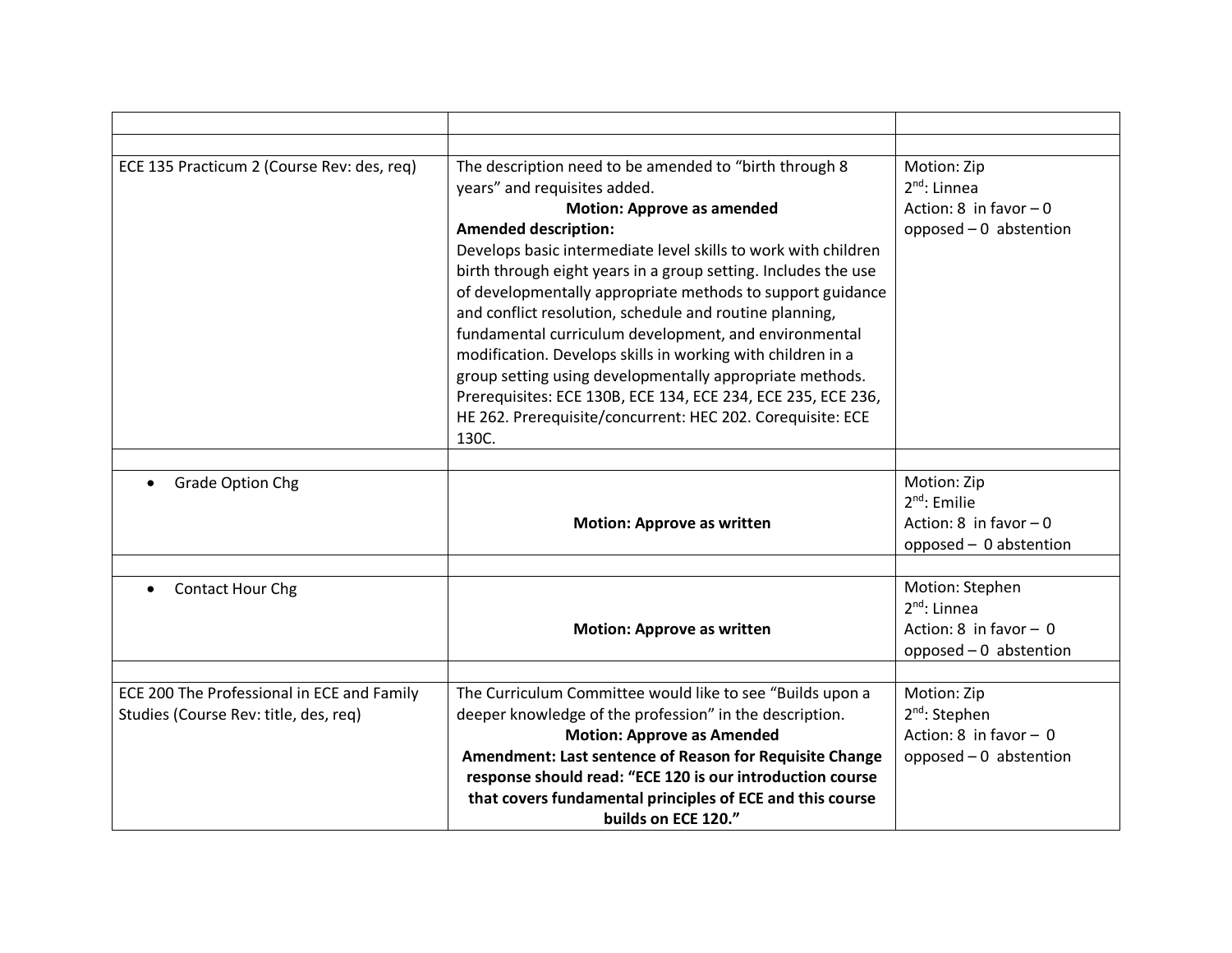| | | |
|---|---|---|
| | | |
| ECE 135 Practicum 2 (Course Rev: des, req) | The description need to be amended to "birth through 8 years" and requisites added.<br>**Motion: Approve as amended**<br>**Amended description:**<br>Develops basic intermediate level skills to work with children birth through eight years in a group setting. Includes the use of developmentally appropriate methods to support guidance and conflict resolution, schedule and routine planning, fundamental curriculum development, and environmental modification. Develops skills in working with children in a group setting using developmentally appropriate methods. Prerequisites: ECE 130B, ECE 134, ECE 234, ECE 235, ECE 236, HE 262. Prerequisite/concurrent: HEC 202. Corequisite: ECE 130C. | Motion: Zip<br>2nd: Linnea<br>Action: 8 in favor – 0 opposed – 0 abstention |
| | | |
| • Grade Option Chg | **Motion: Approve as written** | Motion: Zip<br>2nd: Emilie<br>Action: 8 in favor – 0 opposed – 0 abstention |
| | | |
| • Contact Hour Chg | **Motion: Approve as written** | Motion: Stephen<br>2nd: Linnea<br>Action: 8 in favor – 0 opposed – 0 abstention |
| | | |
| ECE 200 The Professional in ECE and Family Studies (Course Rev: title, des, req) | The Curriculum Committee would like to see "Builds upon a deeper knowledge of the profession" in the description.<br>**Motion: Approve as Amended**<br>**Amendment: Last sentence of Reason for Requisite Change response should read: "ECE 120 is our introduction course that covers fundamental principles of ECE and this course builds on ECE 120."** | Motion: Zip<br>2nd: Stephen<br>Action: 8 in favor – 0 opposed – 0 abstention |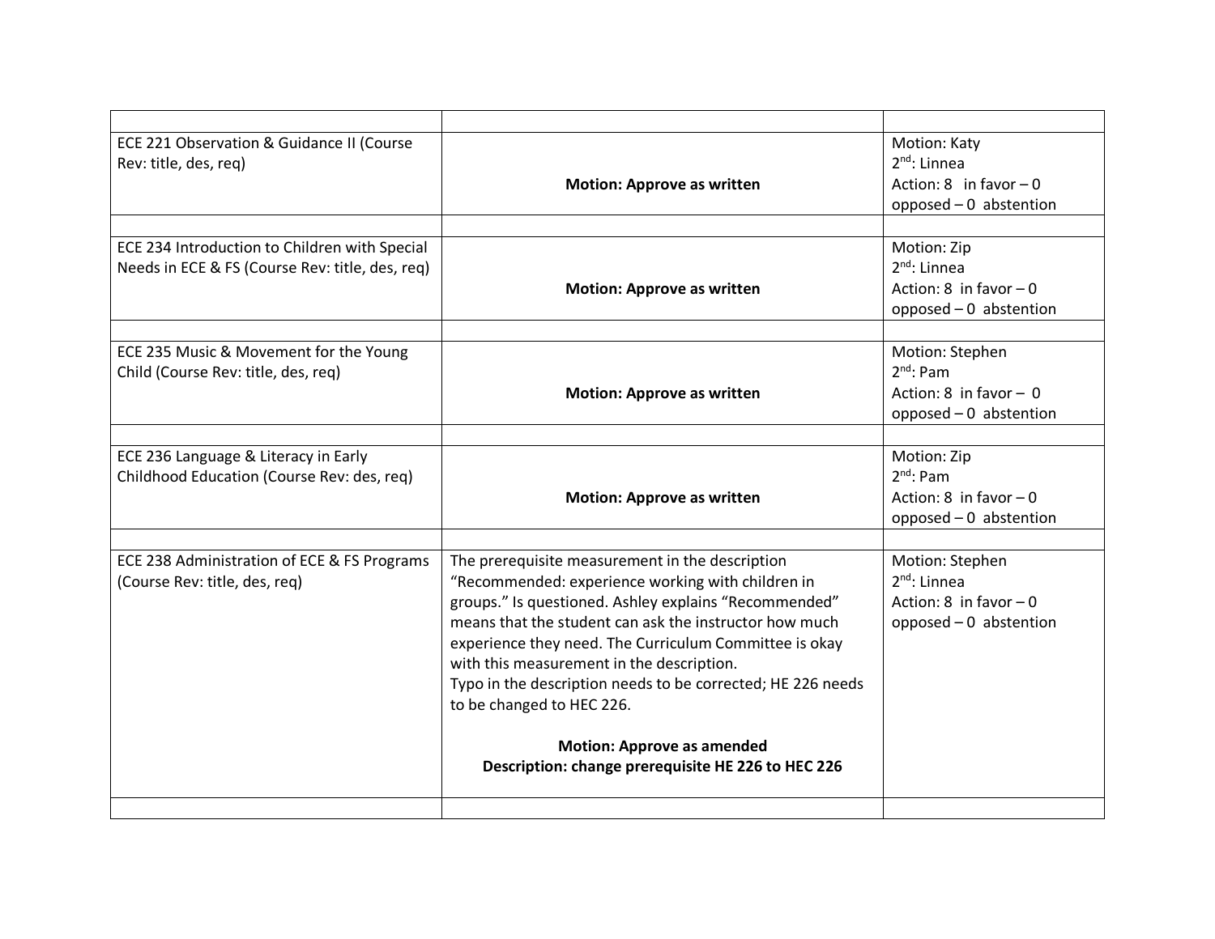| | | |
|---|---|---|
| ECE 221 Observation & Guidance II (Course Rev: title, des, req) | **Motion: Approve as written** | Motion: Katy<br>2nd: Linnea<br>Action: 8 in favor – 0 opposed – 0 abstention |
| | | |
| ECE 234 Introduction to Children with Special Needs in ECE & FS (Course Rev: title, des, req) | **Motion: Approve as written** | Motion: Zip<br>2nd: Linnea<br>Action: 8 in favor – 0 opposed – 0 abstention |
| | | |
| ECE 235 Music & Movement for the Young Child (Course Rev: title, des, req) | **Motion: Approve as written** | Motion: Stephen<br>2nd: Pam<br>Action: 8 in favor – 0 opposed – 0 abstention |
| | | |
| ECE 236 Language & Literacy in Early Childhood Education (Course Rev: des, req) | **Motion: Approve as written** | Motion: Zip<br>2nd: Pam<br>Action: 8 in favor – 0 opposed – 0 abstention |
| | | |
| ECE 238 Administration of ECE & FS Programs (Course Rev: title, des, req) | The prerequisite measurement in the description "Recommended: experience working with children in groups." Is questioned. Ashley explains "Recommended" means that the student can ask the instructor how much experience they need. The Curriculum Committee is okay with this measurement in the description.<br>Typo in the description needs to be corrected; HE 226 needs to be changed to HEC 226.<br><br>**Motion: Approve as amended**<br>**Description: change prerequisite HE 226 to HEC 226** | Motion: Stephen<br>2nd: Linnea<br>Action: 8 in favor – 0 opposed – 0 abstention |
| | | |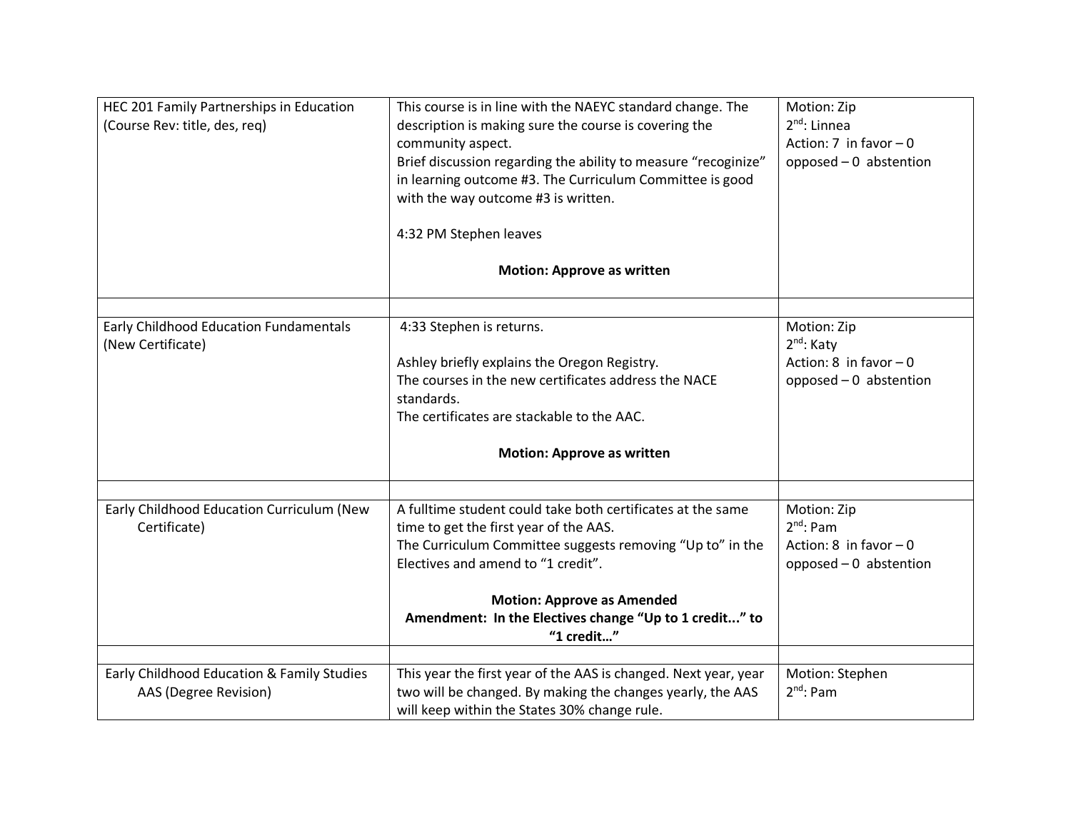| | | |
|---|---|---|
| HEC 201 Family Partnerships in Education (Course Rev: title, des, req) | This course is in line with the NAEYC standard change. The description is making sure the course is covering the community aspect.<br>Brief discussion regarding the ability to measure "recoginize" in learning outcome #3. The Curriculum Committee is good with the way outcome #3 is written.<br><br>4:32 PM Stephen leaves<br><br>**Motion: Approve as written** | Motion: Zip<br>2nd: Linnea<br>Action: 7 in favor – 0 opposed – 0 abstention |
| | | |
| Early Childhood Education Fundamentals (New Certificate) | 4:33 Stephen is returns.<br><br>Ashley briefly explains the Oregon Registry.<br>The courses in the new certificates address the NACE standards.<br>The certificates are stackable to the AAC.<br><br>**Motion: Approve as written** | Motion: Zip<br>2nd: Katy<br>Action: 8 in favor – 0 opposed – 0 abstention |
| | | |
| Early Childhood Education Curriculum (New Certificate) | A fulltime student could take both certificates at the same time to get the first year of the AAS.<br>The Curriculum Committee suggests removing "Up to" in the Electives and amend to "1 credit".<br><br>**Motion: Approve as Amended**<br>**Amendment: In the Electives change "Up to 1 credit..." to "1 credit…"** | Motion: Zip<br>2nd: Pam<br>Action: 8 in favor – 0 opposed – 0 abstention |
| | | |
| Early Childhood Education & Family Studies AAS (Degree Revision) | This year the first year of the AAS is changed. Next year, year two will be changed. By making the changes yearly, the AAS will keep within the States 30% change rule. | Motion: Stephen<br>2nd: Pam |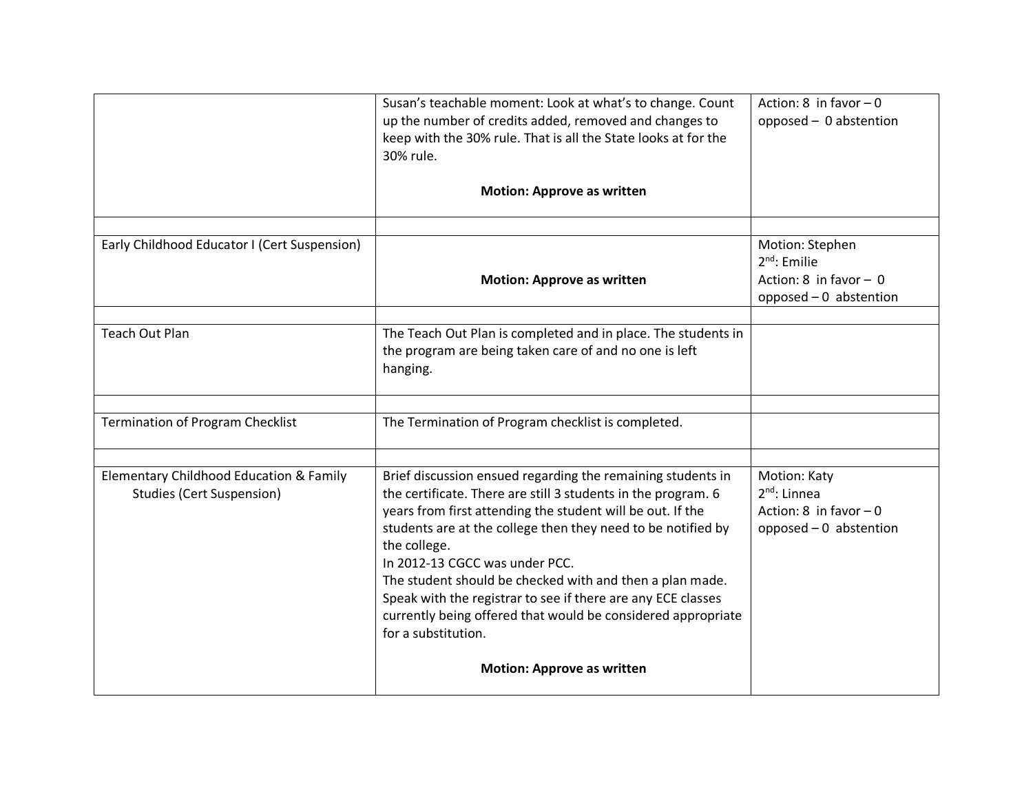| | | |
|---|---|---|
| | Susan's teachable moment: Look at what's to change. Count up the number of credits added, removed and changes to keep with the 30% rule. That is all the State looks at for the 30% rule.<br><br>**Motion: Approve as written** | Action: 8 in favor – 0 opposed – 0 abstention |
| | | |
| Early Childhood Educator I (Cert Suspension) | **Motion: Approve as written** | Motion: Stephen<br>2nd: Emilie<br>Action: 8 in favor – 0 opposed – 0 abstention |
| | | |
| Teach Out Plan | The Teach Out Plan is completed and in place. The students in the program are being taken care of and no one is left hanging. | |
| | | |
| Termination of Program Checklist | The Termination of Program checklist is completed. | |
| | | |
| Elementary Childhood Education & Family Studies (Cert Suspension) | Brief discussion ensued regarding the remaining students in the certificate. There are still 3 students in the program. 6 years from first attending the student will be out. If the students are at the college then they need to be notified by the college.<br>In 2012-13 CGCC was under PCC.<br>The student should be checked with and then a plan made. Speak with the registrar to see if there are any ECE classes currently being offered that would be considered appropriate for a substitution.<br><br>**Motion: Approve as written** | Motion: Katy<br>2nd: Linnea<br>Action: 8 in favor – 0 opposed – 0 abstention |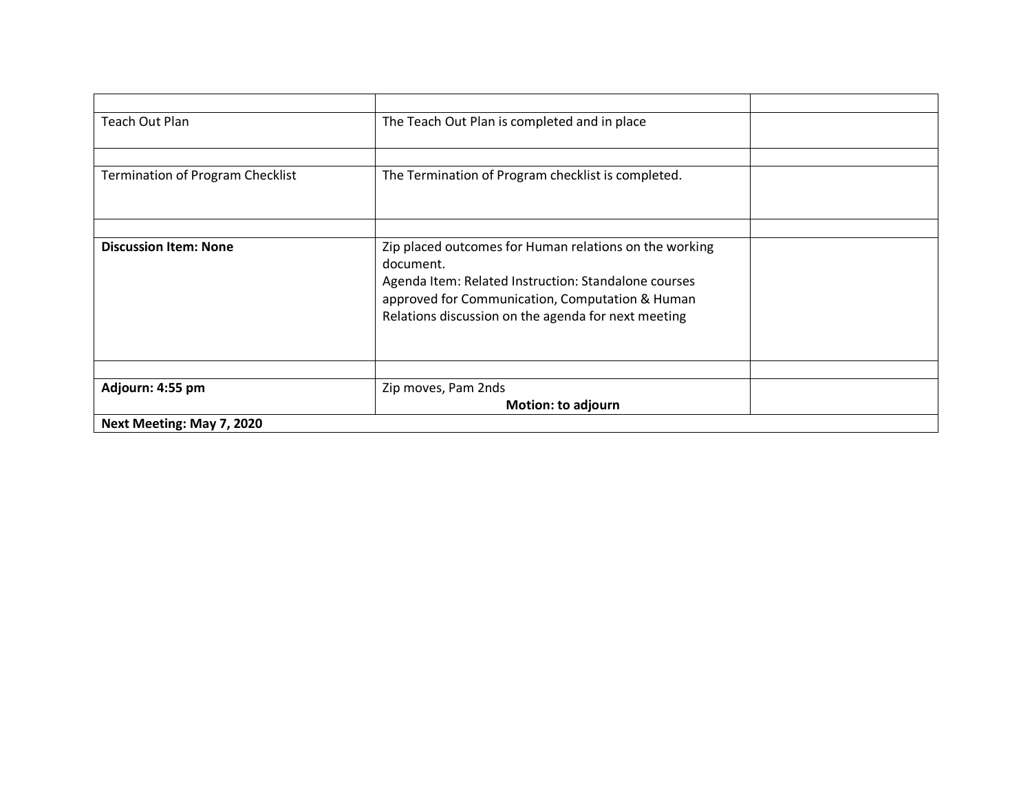| | | |
|---|---|---|
| | | |
| Teach Out Plan | The Teach Out Plan is completed and in place | |
| | | |
| Termination of Program Checklist | The Termination of Program checklist is completed. | |
| | | |
| **Discussion Item: None** | Zip placed outcomes for Human relations on the working document.<br>Agenda Item: Related Instruction: Standalone courses approved for Communication, Computation & Human Relations discussion on the agenda for next meeting | |
| | | |
| **Adjourn: 4:55 pm** | Zip moves, Pam 2nds<br>**Motion: to adjourn** | |
| **Next Meeting: May 7, 2020** | | |